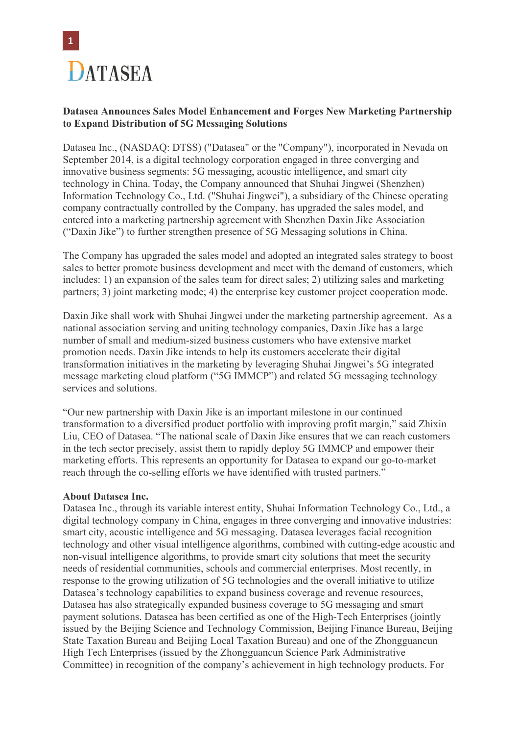DATASEA

**Datasea Announces Sales Model Enhancement and Forges New Marketing Partnership to Expand Distribution of 5G Messaging Solutions**

Datasea Inc., (NASDAQ: DTSS) ("Datasea" or the "Company"), incorporated in Nevada on September 2014, is a digital technology corporation engaged in three converging and innovative business segments: 5G messaging, acoustic intelligence, and smart city technology in China. Today, the Company announced that Shuhai Jingwei (Shenzhen) Information Technology Co., Ltd. ("Shuhai Jingwei"), a subsidiary of the Chinese operating company contractually controlled by the Company, has upgraded the sales model, and entered into a marketing partnership agreement with Shenzhen Daxin Jike Association ("Daxin Jike") to further strengthen presence of 5G Messaging solutions in China.

The Company has upgraded the sales model and adopted an integrated sales strategy to boost sales to better promote business development and meet with the demand of customers, which includes: 1) an expansion of the sales team for direct sales; 2) utilizing sales and marketing partners; 3) joint marketing mode; 4) the enterprise key customer project cooperation mode.

Daxin Jike shall work with Shuhai Jingwei under the marketing partnership agreement. As a national association serving and uniting technology companies, Daxin Jike has a large number of small and medium-sized business customers who have extensive market promotion needs. Daxin Jike intends to help its customers accelerate their digital transformation initiatives in the marketing by leveraging Shuhai Jingwei's 5G integrated message marketing cloud platform ("5G IMMCP") and related 5G messaging technology services and solutions.

"Our new partnership with Daxin Jike is an important milestone in our continued transformation to a diversified product portfolio with improving profit margin," said Zhixin Liu, CEO of Datasea. "The national scale of Daxin Jike ensures that we can reach customers in the tech sector precisely, assist them to rapidly deploy 5G IMMCP and empower their marketing efforts. This represents an opportunity for Datasea to expand our go-to-market reach through the co-selling efforts we have identified with trusted partners."

**About Datasea Inc.**

Datasea Inc., through its variable interest entity, Shuhai Information Technology Co., Ltd., a digital technology company in China, engages in three converging and innovative industries: smart city, acoustic intelligence and 5G messaging. Datasea leverages facial recognition technology and other visual intelligence algorithms, combined with cutting-edge acoustic and non-visual intelligence algorithms, to provide smart city solutions that meet the security needs of residential communities, schools and commercial enterprises. Most recently, in response to the growing utilization of 5G technologies and the overall initiative to utilize Datasea's technology capabilities to expand business coverage and revenue resources, Datasea has also strategically expanded business coverage to 5G messaging and smart payment solutions. Datasea has been certified as one of the High-Tech Enterprises (jointly issued by the Beijing Science and Technology Commission, Beijing Finance Bureau, Beijing State Taxation Bureau and Beijing Local Taxation Bureau) and one of the Zhongguancun High Tech Enterprises (issued by the Zhongguancun Science Park Administrative Committee) in recognition of the company's achievement in high technology products. For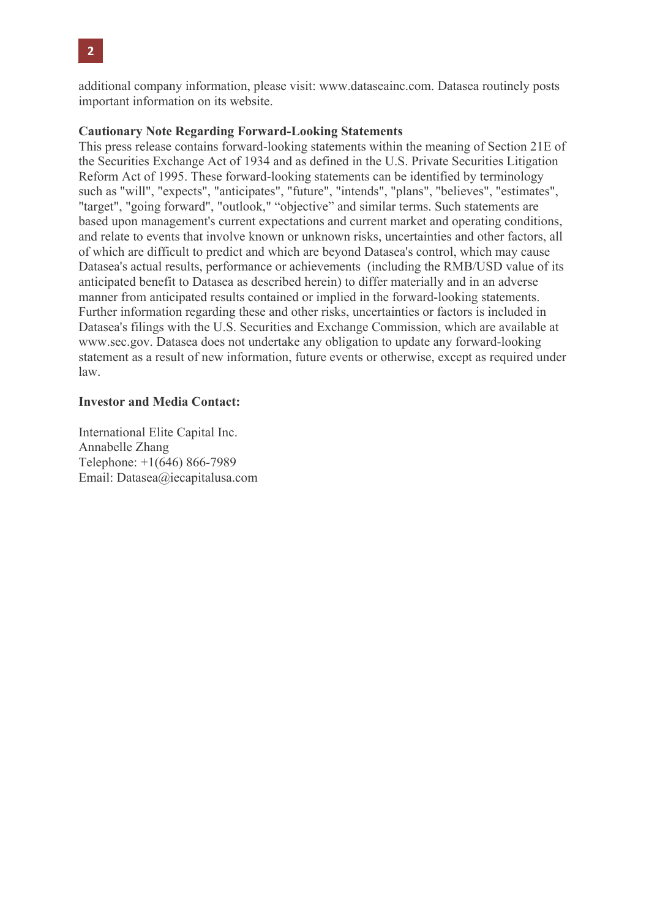additional company information, please visit: www.dataseainc.com. Datasea routinely posts important information on its website.

**Cautionary Note Regarding Forward-Looking Statements**

This press release contains forward-looking statements within the meaning of Section 21E of the Securities Exchange Act of 1934 and as defined in the U.S. Private Securities Litigation Reform Act of 1995. These forward-looking statements can be identified by terminology such as "will", "expects", "anticipates", "future", "intends", "plans", "believes", "estimates", "target", "going forward", "outlook," "objective" and similar terms. Such statements are based upon management's current expectations and current market and operating conditions, and relate to events that involve known or unknown risks, uncertainties and other factors, all of which are difficult to predict and which are beyond Datasea's control, which may cause Datasea's actual results, performance or achievements (including the RMB/USD value of its anticipated benefit to Datasea as described herein) to differ materially and in an adverse manner from anticipated results contained or implied in the forward-looking statements. Further information regarding these and other risks, uncertainties or factors is included in Datasea's filings with the U.S. Securities and Exchange Commission, which are available at www.sec.gov. Datasea does not undertake any obligation to update any forward-looking statement as a result of new information, future events or otherwise, except as required under law.

**Investor and Media Contact:**

International Elite Capital Inc.
Annabelle Zhang
Telephone: +1(646) 866-7989
Email: Datasea@iecapitalusa.com